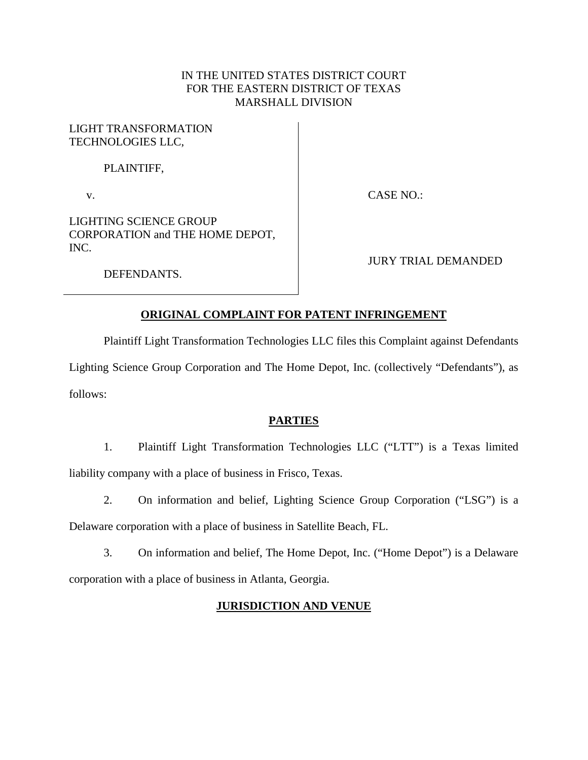IN THE UNITED STATES DISTRICT COURT
FOR THE EASTERN DISTRICT OF TEXAS
MARSHALL DIVISION

| | |
|---|---|
| LIGHT TRANSFORMATION TECHNOLOGIES LLC,<br><br>PLAINTIFF,<br><br>v.<br><br>LIGHTING SCIENCE GROUP CORPORATION and THE HOME DEPOT, INC.<br><br>DEFENDANTS. | CASE NO.:<br><br>JURY TRIAL DEMANDED |

**ORIGINAL COMPLAINT FOR PATENT INFRINGEMENT**

Plaintiff Light Transformation Technologies LLC files this Complaint against Defendants Lighting Science Group Corporation and The Home Depot, Inc. (collectively "Defendants"), as follows:

**PARTIES**

1. Plaintiff Light Transformation Technologies LLC ("LTT") is a Texas limited liability company with a place of business in Frisco, Texas.

2. On information and belief, Lighting Science Group Corporation ("LSG") is a Delaware corporation with a place of business in Satellite Beach, FL.

3. On information and belief, The Home Depot, Inc. ("Home Depot") is a Delaware corporation with a place of business in Atlanta, Georgia.

**JURISDICTION AND VENUE**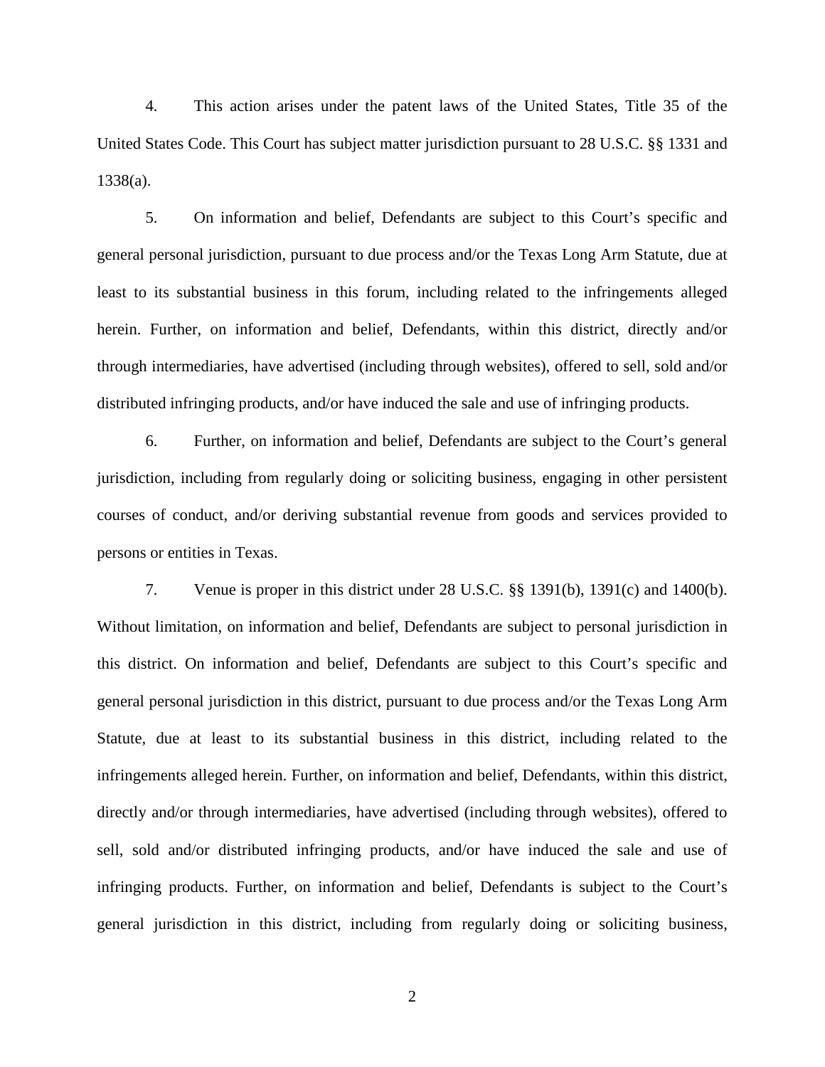4. This action arises under the patent laws of the United States, Title 35 of the United States Code. This Court has subject matter jurisdiction pursuant to 28 U.S.C. §§ 1331 and 1338(a).

5. On information and belief, Defendants are subject to this Court's specific and general personal jurisdiction, pursuant to due process and/or the Texas Long Arm Statute, due at least to its substantial business in this forum, including related to the infringements alleged herein. Further, on information and belief, Defendants, within this district, directly and/or through intermediaries, have advertised (including through websites), offered to sell, sold and/or distributed infringing products, and/or have induced the sale and use of infringing products.

6. Further, on information and belief, Defendants are subject to the Court's general jurisdiction, including from regularly doing or soliciting business, engaging in other persistent courses of conduct, and/or deriving substantial revenue from goods and services provided to persons or entities in Texas.

7. Venue is proper in this district under 28 U.S.C. §§ 1391(b), 1391(c) and 1400(b). Without limitation, on information and belief, Defendants are subject to personal jurisdiction in this district. On information and belief, Defendants are subject to this Court's specific and general personal jurisdiction in this district, pursuant to due process and/or the Texas Long Arm Statute, due at least to its substantial business in this district, including related to the infringements alleged herein. Further, on information and belief, Defendants, within this district, directly and/or through intermediaries, have advertised (including through websites), offered to sell, sold and/or distributed infringing products, and/or have induced the sale and use of infringing products. Further, on information and belief, Defendants is subject to the Court's general jurisdiction in this district, including from regularly doing or soliciting business,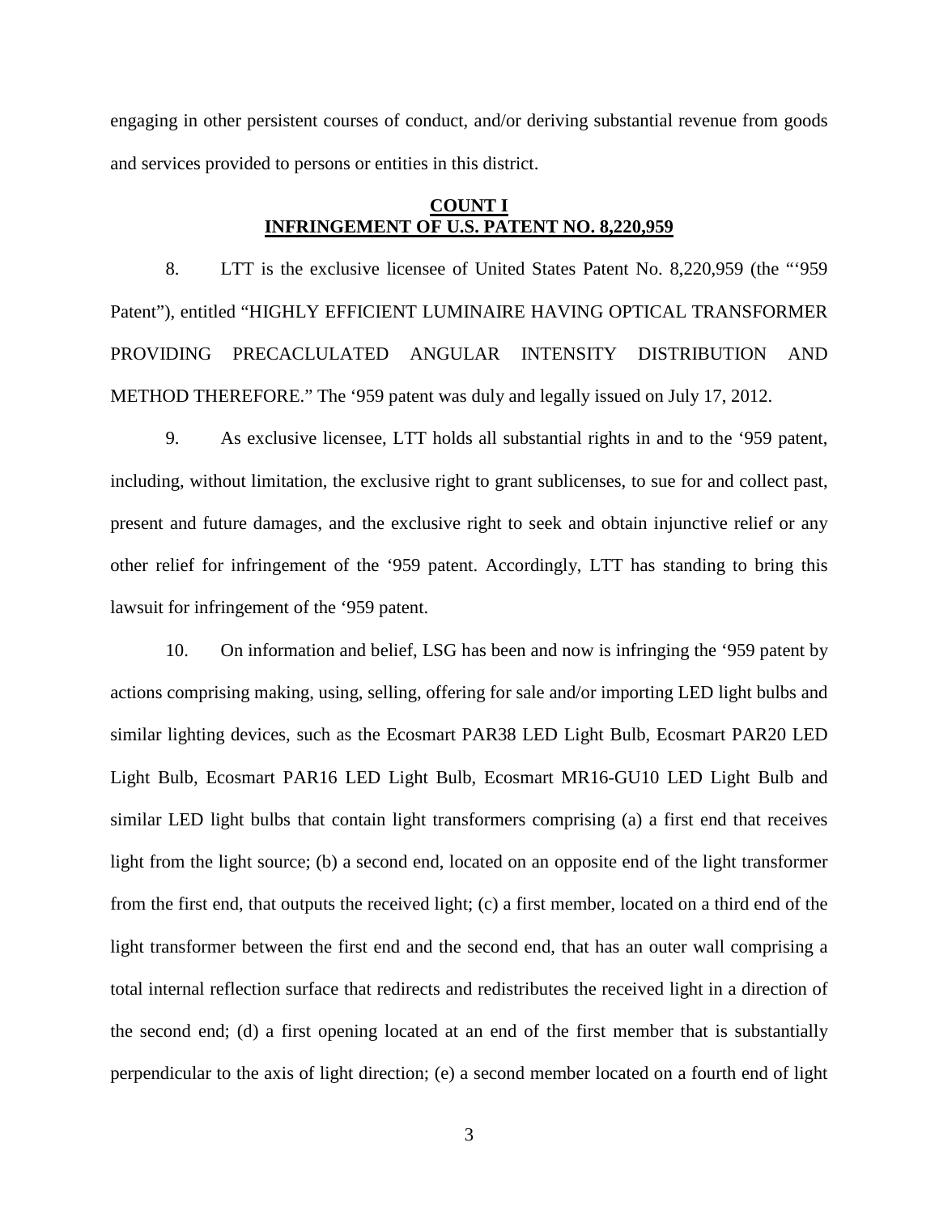engaging in other persistent courses of conduct, and/or deriving substantial revenue from goods and services provided to persons or entities in this district.

## COUNT I
## INFRINGEMENT OF U.S. PATENT NO. 8,220,959

8. LTT is the exclusive licensee of United States Patent No. 8,220,959 (the "'959 Patent"), entitled "HIGHLY EFFICIENT LUMINAIRE HAVING OPTICAL TRANSFORMER PROVIDING PRECACLULATED ANGULAR INTENSITY DISTRIBUTION AND METHOD THEREFORE." The '959 patent was duly and legally issued on July 17, 2012.

9. As exclusive licensee, LTT holds all substantial rights in and to the '959 patent, including, without limitation, the exclusive right to grant sublicenses, to sue for and collect past, present and future damages, and the exclusive right to seek and obtain injunctive relief or any other relief for infringement of the '959 patent. Accordingly, LTT has standing to bring this lawsuit for infringement of the '959 patent.

10. On information and belief, LSG has been and now is infringing the '959 patent by actions comprising making, using, selling, offering for sale and/or importing LED light bulbs and similar lighting devices, such as the Ecosmart PAR38 LED Light Bulb, Ecosmart PAR20 LED Light Bulb, Ecosmart PAR16 LED Light Bulb, Ecosmart MR16-GU10 LED Light Bulb and similar LED light bulbs that contain light transformers comprising (a) a first end that receives light from the light source; (b) a second end, located on an opposite end of the light transformer from the first end, that outputs the received light; (c) a first member, located on a third end of the light transformer between the first end and the second end, that has an outer wall comprising a total internal reflection surface that redirects and redistributes the received light in a direction of the second end; (d) a first opening located at an end of the first member that is substantially perpendicular to the axis of light direction; (e) a second member located on a fourth end of light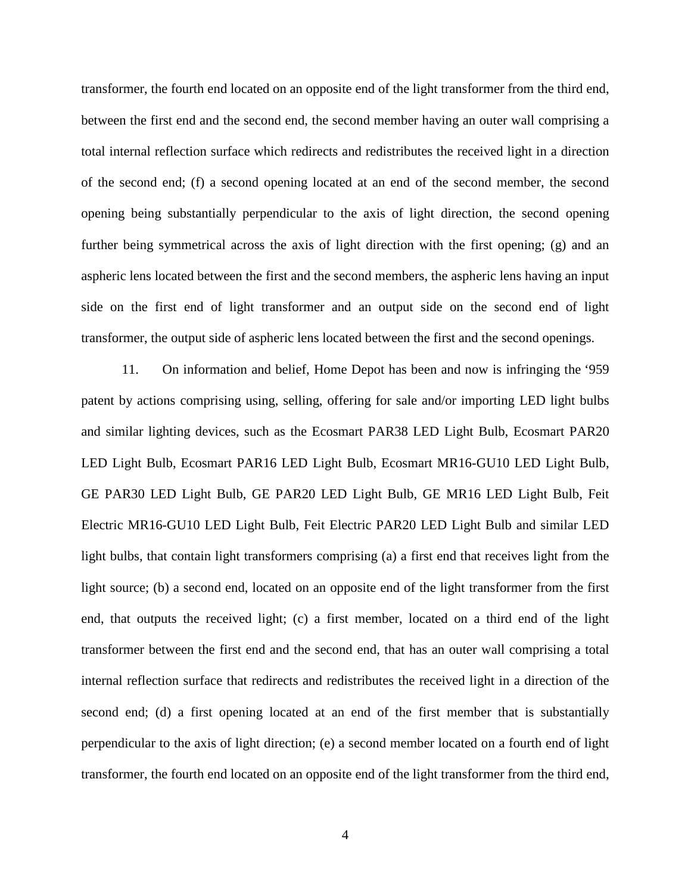transformer, the fourth end located on an opposite end of the light transformer from the third end, between the first end and the second end, the second member having an outer wall comprising a total internal reflection surface which redirects and redistributes the received light in a direction of the second end; (f) a second opening located at an end of the second member, the second opening being substantially perpendicular to the axis of light direction, the second opening further being symmetrical across the axis of light direction with the first opening; (g) and an aspheric lens located between the first and the second members, the aspheric lens having an input side on the first end of light transformer and an output side on the second end of light transformer, the output side of aspheric lens located between the first and the second openings.

11. On information and belief, Home Depot has been and now is infringing the '959 patent by actions comprising using, selling, offering for sale and/or importing LED light bulbs and similar lighting devices, such as the Ecosmart PAR38 LED Light Bulb, Ecosmart PAR20 LED Light Bulb, Ecosmart PAR16 LED Light Bulb, Ecosmart MR16-GU10 LED Light Bulb, GE PAR30 LED Light Bulb, GE PAR20 LED Light Bulb, GE MR16 LED Light Bulb, Feit Electric MR16-GU10 LED Light Bulb, Feit Electric PAR20 LED Light Bulb and similar LED light bulbs, that contain light transformers comprising (a) a first end that receives light from the light source; (b) a second end, located on an opposite end of the light transformer from the first end, that outputs the received light; (c) a first member, located on a third end of the light transformer between the first end and the second end, that has an outer wall comprising a total internal reflection surface that redirects and redistributes the received light in a direction of the second end; (d) a first opening located at an end of the first member that is substantially perpendicular to the axis of light direction; (e) a second member located on a fourth end of light transformer, the fourth end located on an opposite end of the light transformer from the third end,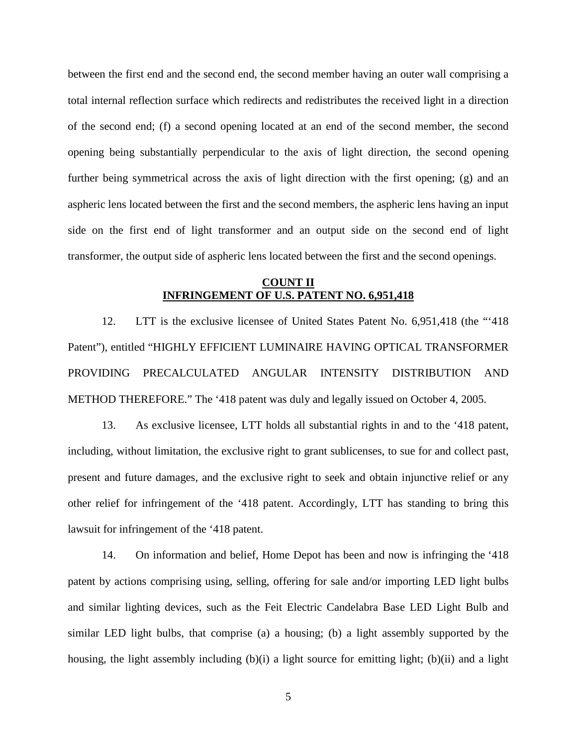between the first end and the second end, the second member having an outer wall comprising a total internal reflection surface which redirects and redistributes the received light in a direction of the second end; (f) a second opening located at an end of the second member, the second opening being substantially perpendicular to the axis of light direction, the second opening further being symmetrical across the axis of light direction with the first opening; (g) and an aspheric lens located between the first and the second members, the aspheric lens having an input side on the first end of light transformer and an output side on the second end of light transformer, the output side of aspheric lens located between the first and the second openings.

**COUNT II**
**INFRINGEMENT OF U.S. PATENT NO. 6,951,418**

12. LTT is the exclusive licensee of United States Patent No. 6,951,418 (the "'418 Patent"), entitled "HIGHLY EFFICIENT LUMINAIRE HAVING OPTICAL TRANSFORMER PROVIDING PRECALCULATED ANGULAR INTENSITY DISTRIBUTION AND METHOD THEREFORE." The '418 patent was duly and legally issued on October 4, 2005.

13. As exclusive licensee, LTT holds all substantial rights in and to the '418 patent, including, without limitation, the exclusive right to grant sublicenses, to sue for and collect past, present and future damages, and the exclusive right to seek and obtain injunctive relief or any other relief for infringement of the '418 patent. Accordingly, LTT has standing to bring this lawsuit for infringement of the '418 patent.

14. On information and belief, Home Depot has been and now is infringing the '418 patent by actions comprising using, selling, offering for sale and/or importing LED light bulbs and similar lighting devices, such as the Feit Electric Candelabra Base LED Light Bulb and similar LED light bulbs, that comprise (a) a housing; (b) a light assembly supported by the housing, the light assembly including (b)(i) a light source for emitting light; (b)(ii) and a light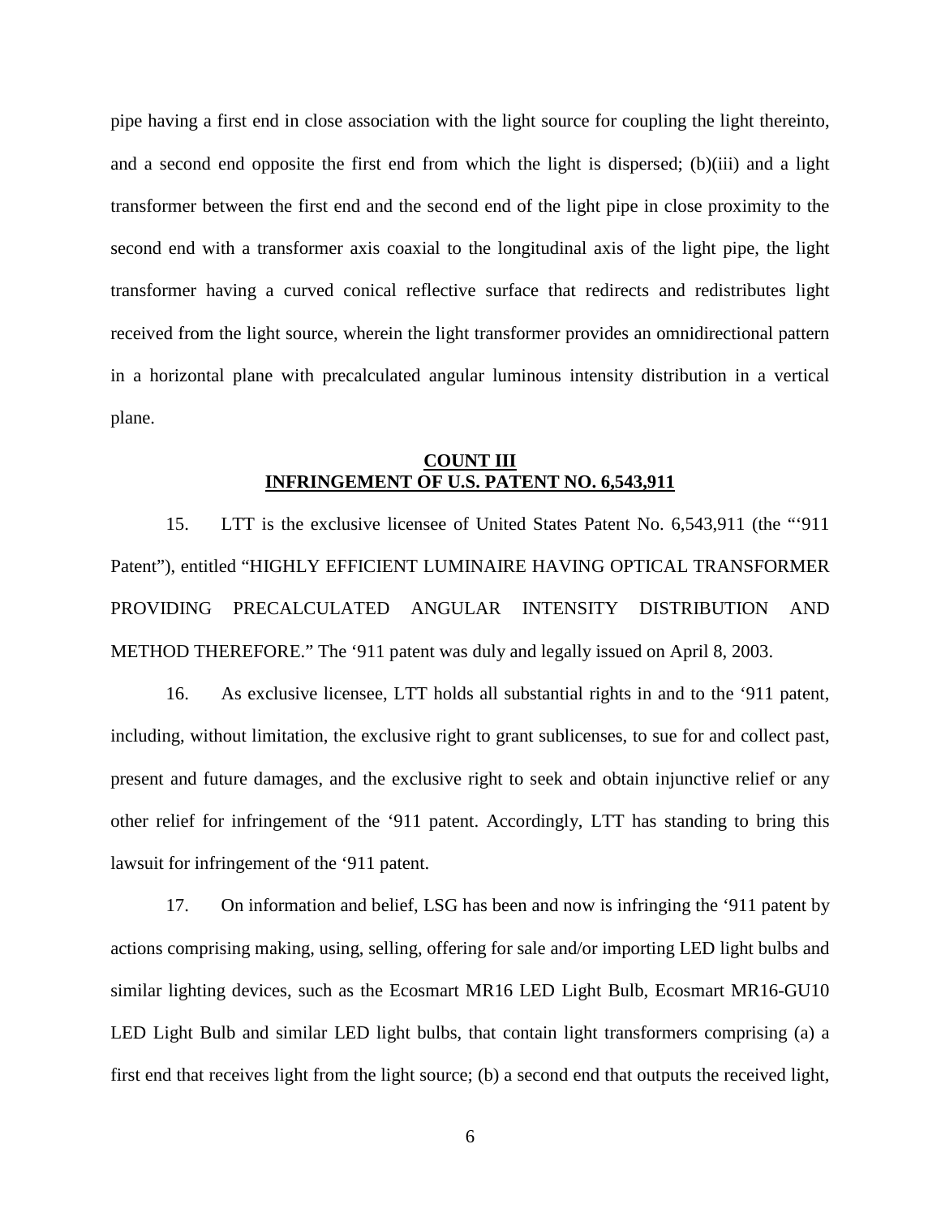pipe having a first end in close association with the light source for coupling the light thereinto, and a second end opposite the first end from which the light is dispersed; (b)(iii) and a light transformer between the first end and the second end of the light pipe in close proximity to the second end with a transformer axis coaxial to the longitudinal axis of the light pipe, the light transformer having a curved conical reflective surface that redirects and redistributes light received from the light source, wherein the light transformer provides an omnidirectional pattern in a horizontal plane with precalculated angular luminous intensity distribution in a vertical plane.

## COUNT III
## INFRINGEMENT OF U.S. PATENT NO. 6,543,911

15. LTT is the exclusive licensee of United States Patent No. 6,543,911 (the "'911 Patent"), entitled "HIGHLY EFFICIENT LUMINAIRE HAVING OPTICAL TRANSFORMER PROVIDING PRECALCULATED ANGULAR INTENSITY DISTRIBUTION AND METHOD THEREFORE." The '911 patent was duly and legally issued on April 8, 2003.

16. As exclusive licensee, LTT holds all substantial rights in and to the '911 patent, including, without limitation, the exclusive right to grant sublicenses, to sue for and collect past, present and future damages, and the exclusive right to seek and obtain injunctive relief or any other relief for infringement of the '911 patent. Accordingly, LTT has standing to bring this lawsuit for infringement of the '911 patent.

17. On information and belief, LSG has been and now is infringing the '911 patent by actions comprising making, using, selling, offering for sale and/or importing LED light bulbs and similar lighting devices, such as the Ecosmart MR16 LED Light Bulb, Ecosmart MR16-GU10 LED Light Bulb and similar LED light bulbs, that contain light transformers comprising (a) a first end that receives light from the light source; (b) a second end that outputs the received light,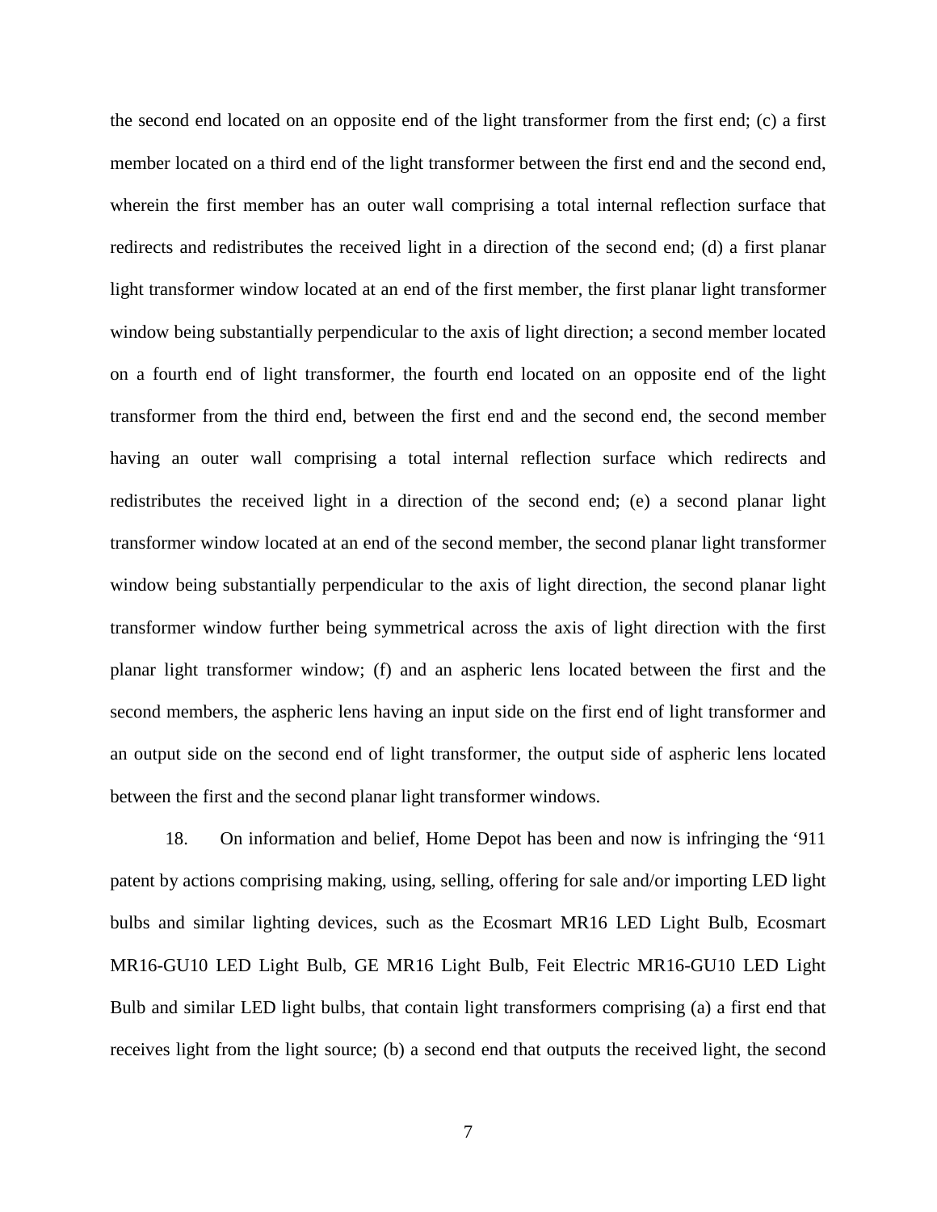the second end located on an opposite end of the light transformer from the first end; (c) a first member located on a third end of the light transformer between the first end and the second end, wherein the first member has an outer wall comprising a total internal reflection surface that redirects and redistributes the received light in a direction of the second end; (d) a first planar light transformer window located at an end of the first member, the first planar light transformer window being substantially perpendicular to the axis of light direction; a second member located on a fourth end of light transformer, the fourth end located on an opposite end of the light transformer from the third end, between the first end and the second end, the second member having an outer wall comprising a total internal reflection surface which redirects and redistributes the received light in a direction of the second end; (e) a second planar light transformer window located at an end of the second member, the second planar light transformer window being substantially perpendicular to the axis of light direction, the second planar light transformer window further being symmetrical across the axis of light direction with the first planar light transformer window; (f) and an aspheric lens located between the first and the second members, the aspheric lens having an input side on the first end of light transformer and an output side on the second end of light transformer, the output side of aspheric lens located between the first and the second planar light transformer windows.

18. On information and belief, Home Depot has been and now is infringing the '911 patent by actions comprising making, using, selling, offering for sale and/or importing LED light bulbs and similar lighting devices, such as the Ecosmart MR16 LED Light Bulb, Ecosmart MR16-GU10 LED Light Bulb, GE MR16 Light Bulb, Feit Electric MR16-GU10 LED Light Bulb and similar LED light bulbs, that contain light transformers comprising (a) a first end that receives light from the light source; (b) a second end that outputs the received light, the second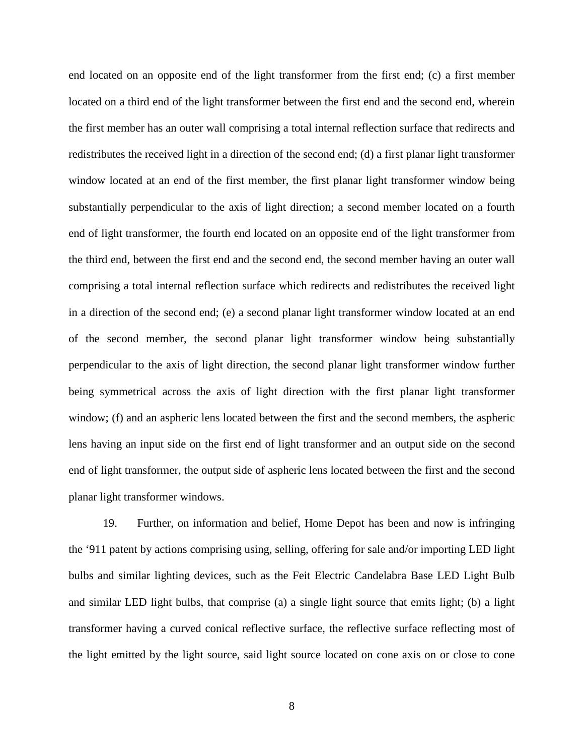end located on an opposite end of the light transformer from the first end; (c) a first member located on a third end of the light transformer between the first end and the second end, wherein the first member has an outer wall comprising a total internal reflection surface that redirects and redistributes the received light in a direction of the second end; (d) a first planar light transformer window located at an end of the first member, the first planar light transformer window being substantially perpendicular to the axis of light direction; a second member located on a fourth end of light transformer, the fourth end located on an opposite end of the light transformer from the third end, between the first end and the second end, the second member having an outer wall comprising a total internal reflection surface which redirects and redistributes the received light in a direction of the second end; (e) a second planar light transformer window located at an end of the second member, the second planar light transformer window being substantially perpendicular to the axis of light direction, the second planar light transformer window further being symmetrical across the axis of light direction with the first planar light transformer window; (f) and an aspheric lens located between the first and the second members, the aspheric lens having an input side on the first end of light transformer and an output side on the second end of light transformer, the output side of aspheric lens located between the first and the second planar light transformer windows.

19. Further, on information and belief, Home Depot has been and now is infringing the ‘911 patent by actions comprising using, selling, offering for sale and/or importing LED light bulbs and similar lighting devices, such as the Feit Electric Candelabra Base LED Light Bulb and similar LED light bulbs, that comprise (a) a single light source that emits light; (b) a light transformer having a curved conical reflective surface, the reflective surface reflecting most of the light emitted by the light source, said light source located on cone axis on or close to cone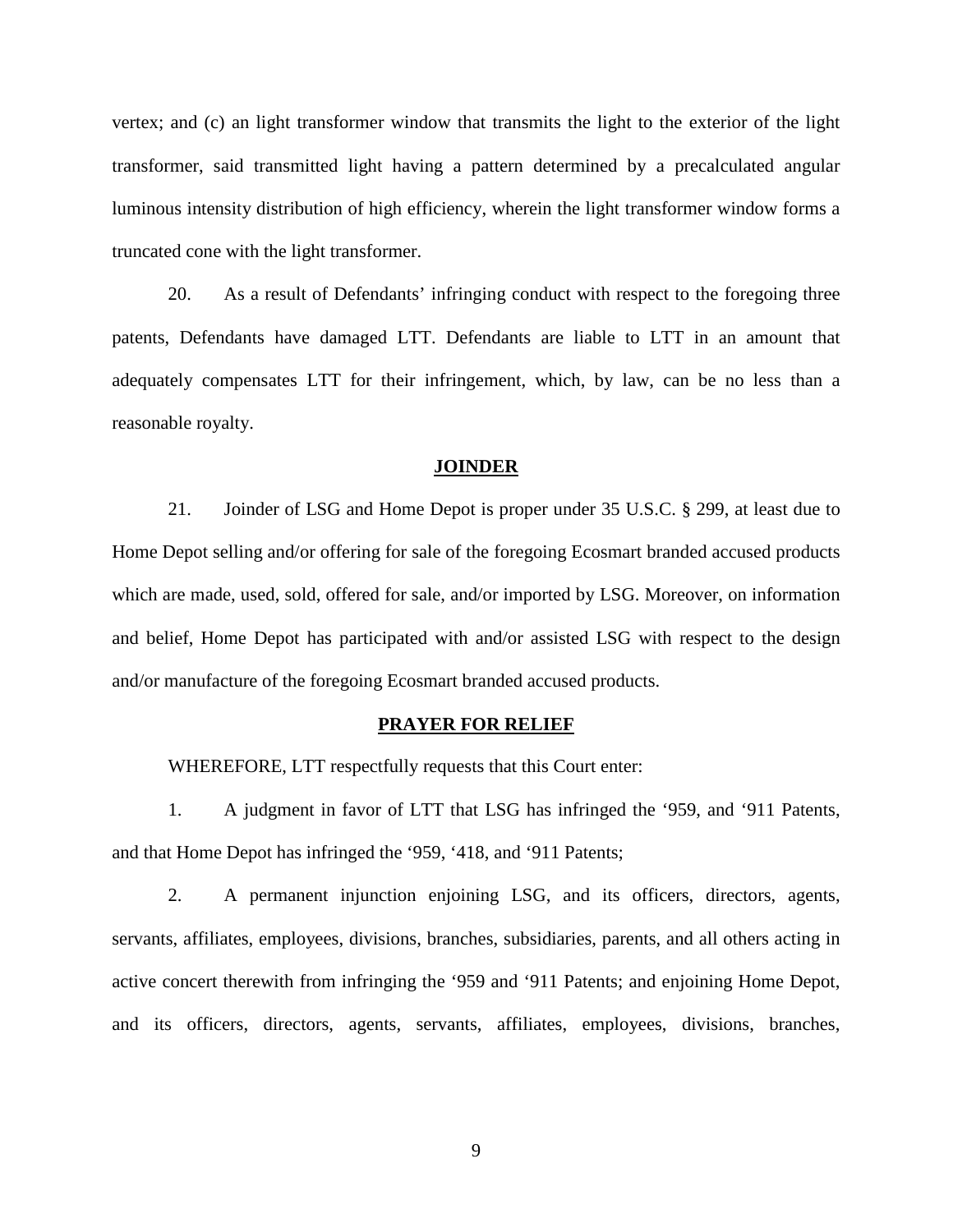vertex; and (c) an light transformer window that transmits the light to the exterior of the light transformer, said transmitted light having a pattern determined by a precalculated angular luminous intensity distribution of high efficiency, wherein the light transformer window forms a truncated cone with the light transformer.

20. As a result of Defendants' infringing conduct with respect to the foregoing three patents, Defendants have damaged LTT. Defendants are liable to LTT in an amount that adequately compensates LTT for their infringement, which, by law, can be no less than a reasonable royalty.

## JOINDER

21. Joinder of LSG and Home Depot is proper under 35 U.S.C. § 299, at least due to Home Depot selling and/or offering for sale of the foregoing Ecosmart branded accused products which are made, used, sold, offered for sale, and/or imported by LSG. Moreover, on information and belief, Home Depot has participated with and/or assisted LSG with respect to the design and/or manufacture of the foregoing Ecosmart branded accused products.

## PRAYER FOR RELIEF

WHEREFORE, LTT respectfully requests that this Court enter:

1. A judgment in favor of LTT that LSG has infringed the '959, and '911 Patents, and that Home Depot has infringed the '959, '418, and '911 Patents;

2. A permanent injunction enjoining LSG, and its officers, directors, agents, servants, affiliates, employees, divisions, branches, subsidiaries, parents, and all others acting in active concert therewith from infringing the '959 and '911 Patents; and enjoining Home Depot, and its officers, directors, agents, servants, affiliates, employees, divisions, branches,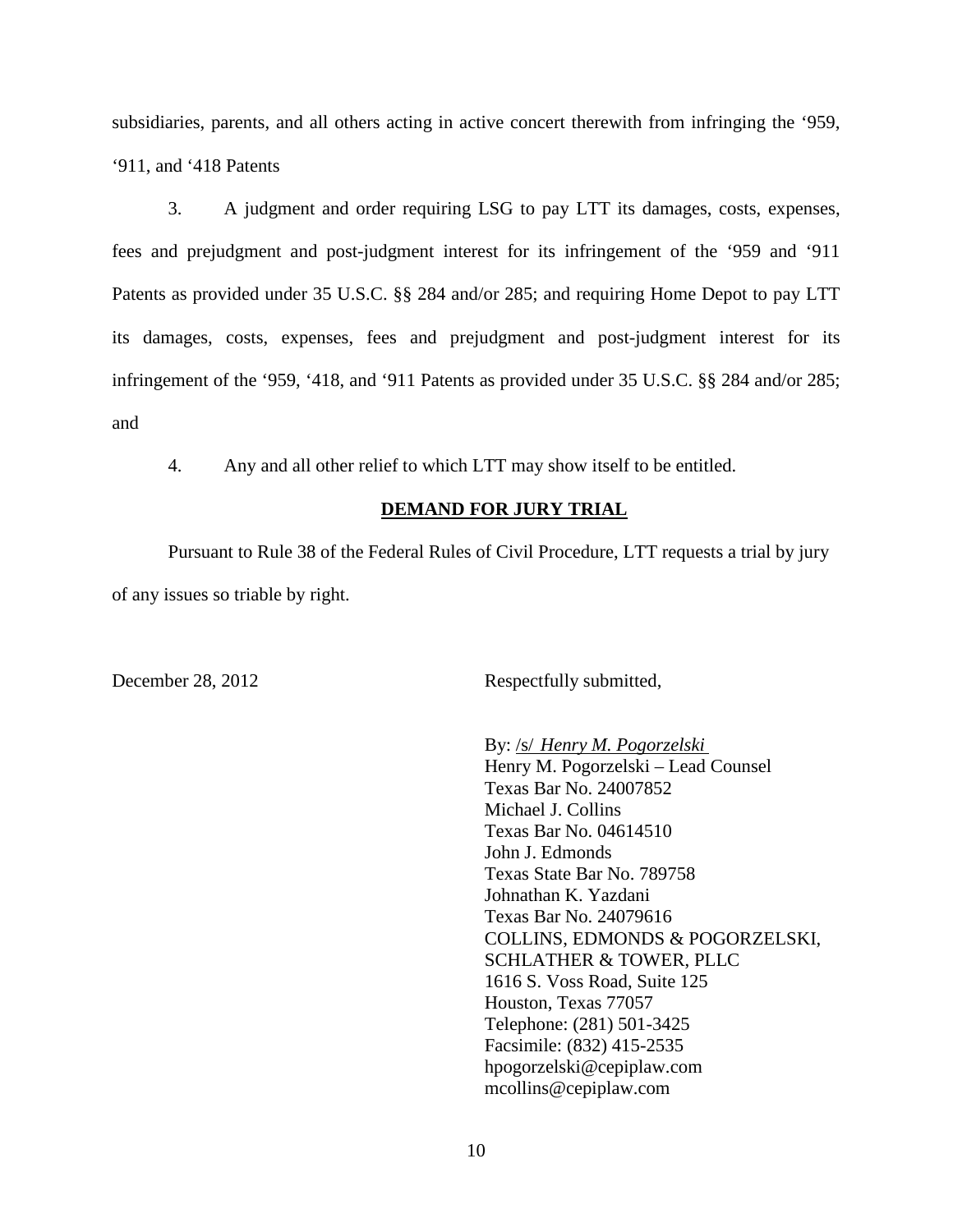subsidiaries, parents, and all others acting in active concert therewith from infringing the '959, '911, and '418 Patents

3. A judgment and order requiring LSG to pay LTT its damages, costs, expenses, fees and prejudgment and post-judgment interest for its infringement of the '959 and '911 Patents as provided under 35 U.S.C. §§ 284 and/or 285; and requiring Home Depot to pay LTT its damages, costs, expenses, fees and prejudgment and post-judgment interest for its infringement of the '959, '418, and '911 Patents as provided under 35 U.S.C. §§ 284 and/or 285; and

4. Any and all other relief to which LTT may show itself to be entitled.

**DEMAND FOR JURY TRIAL**

Pursuant to Rule 38 of the Federal Rules of Civil Procedure, LTT requests a trial by jury of any issues so triable by right.

December 28, 2012

Respectfully submitted,

By: /s/ *Henry M. Pogorzelski*
Henry M. Pogorzelski – Lead Counsel
Texas Bar No. 24007852
Michael J. Collins
Texas Bar No. 04614510
John J. Edmonds
Texas State Bar No. 789758
Johnathan K. Yazdani
Texas Bar No. 24079616
COLLINS, EDMONDS & POGORZELSKI,
SCHLATHER & TOWER, PLLC
1616 S. Voss Road, Suite 125
Houston, Texas 77057
Telephone: (281) 501-3425
Facsimile: (832) 415-2535
hpogorzelski@cepiplaw.com
mcollins@cepiplaw.com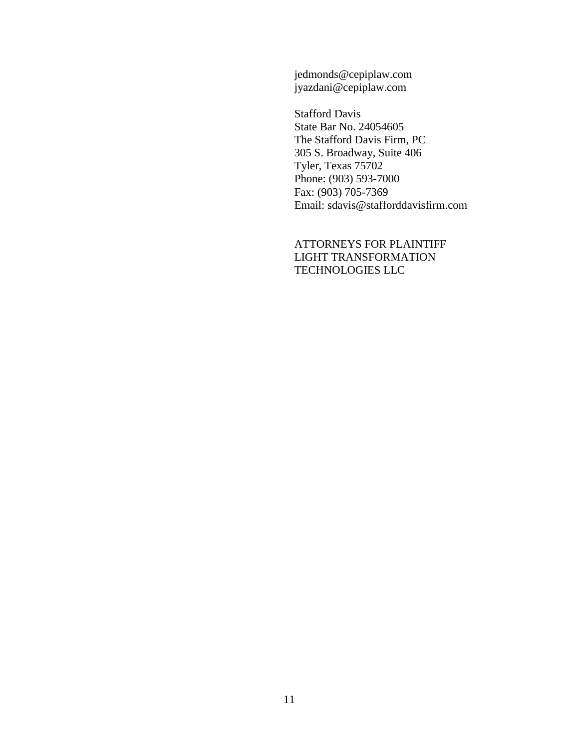jedmonds@cepiplaw.com
jyazdani@cepiplaw.com

Stafford Davis
State Bar No. 24054605
The Stafford Davis Firm, PC
305 S. Broadway, Suite 406
Tyler, Texas 75702
Phone: (903) 593-7000
Fax: (903) 705-7369
Email: sdavis@stafforddavisfirm.com

ATTORNEYS FOR PLAINTIFF
LIGHT TRANSFORMATION
TECHNOLOGIES LLC